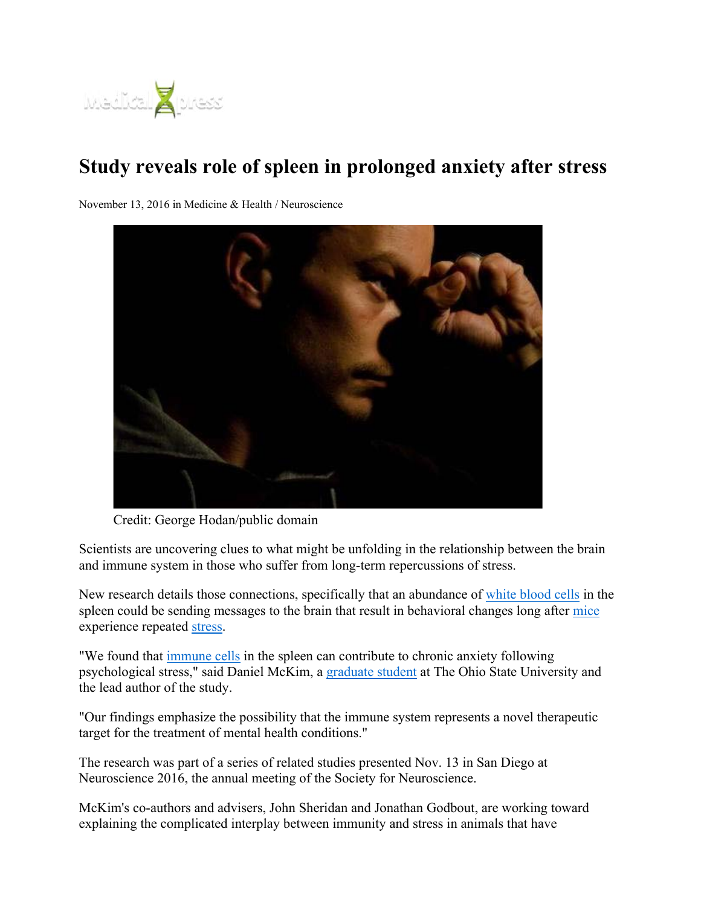# Study reveals role of spleen in prolonged anxiety after stress

November 13, 2016 in Medicine & Health / Neuroscience

Credit: George Hodan/public domain

Scientists are uncovering clues to what might be unfolding in the relationship between the brain and immune system in those who suffer from long-term repercussions of stress.

New research details those connections, specifically that an abundance of white blood cells in the spleen could be sending messages to the brain that result in behavioral changes long after mice experience repeated stress.

"We found that immune cells in the spleen can contribute to chronic anxiety following psychological stress," said Daniel McKim, a graduate student at The Ohio State University and the lead author of the study.

"Our findings emphasize the possibility that the immune system represents a novel therapeutic target for the treatment of mental health conditions."

The research was part of a series of related studies presented Nov. 13 in San Diego at Neuroscience 2016, the annual meeting of the Society for Neuroscience.

McKim's co-authors and advisers, John Sheridan and Jonathan Godbout, are working toward explaining the complicated interplay between immunity and stress in animals that have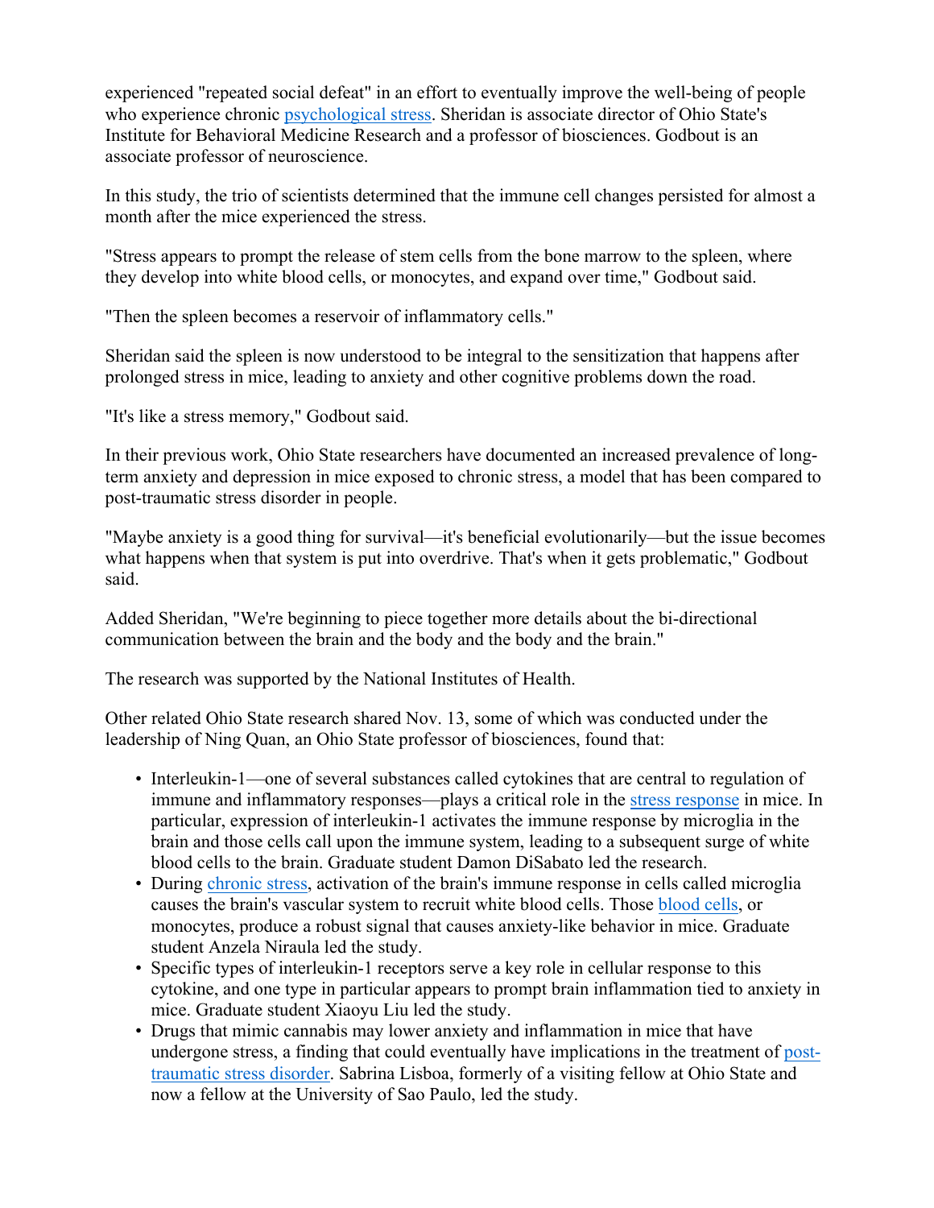experienced "repeated social defeat" in an effort to eventually improve the well-being of people who experience chronic psychological stress. Sheridan is associate director of Ohio State's Institute for Behavioral Medicine Research and a professor of biosciences. Godbout is an associate professor of neuroscience.

In this study, the trio of scientists determined that the immune cell changes persisted for almost a month after the mice experienced the stress.

"Stress appears to prompt the release of stem cells from the bone marrow to the spleen, where they develop into white blood cells, or monocytes, and expand over time," Godbout said.

"Then the spleen becomes a reservoir of inflammatory cells."

Sheridan said the spleen is now understood to be integral to the sensitization that happens after prolonged stress in mice, leading to anxiety and other cognitive problems down the road.

"It's like a stress memory," Godbout said.

In their previous work, Ohio State researchers have documented an increased prevalence of long-term anxiety and depression in mice exposed to chronic stress, a model that has been compared to post-traumatic stress disorder in people.

"Maybe anxiety is a good thing for survival—it's beneficial evolutionarily—but the issue becomes what happens when that system is put into overdrive. That's when it gets problematic," Godbout said.

Added Sheridan, "We're beginning to piece together more details about the bi-directional communication between the brain and the body and the body and the brain."

The research was supported by the National Institutes of Health.

Other related Ohio State research shared Nov. 13, some of which was conducted under the leadership of Ning Quan, an Ohio State professor of biosciences, found that:

- Interleukin-1—one of several substances called cytokines that are central to regulation of immune and inflammatory responses—plays a critical role in the stress response in mice. In particular, expression of interleukin-1 activates the immune response by microglia in the brain and those cells call upon the immune system, leading to a subsequent surge of white blood cells to the brain. Graduate student Damon DiSabato led the research.
- During chronic stress, activation of the brain's immune response in cells called microglia causes the brain's vascular system to recruit white blood cells. Those blood cells, or monocytes, produce a robust signal that causes anxiety-like behavior in mice. Graduate student Anzela Niraula led the study.
- Specific types of interleukin-1 receptors serve a key role in cellular response to this cytokine, and one type in particular appears to prompt brain inflammation tied to anxiety in mice. Graduate student Xiaoyu Liu led the study.
- Drugs that mimic cannabis may lower anxiety and inflammation in mice that have undergone stress, a finding that could eventually have implications in the treatment of post-traumatic stress disorder. Sabrina Lisboa, formerly of a visiting fellow at Ohio State and now a fellow at the University of Sao Paulo, led the study.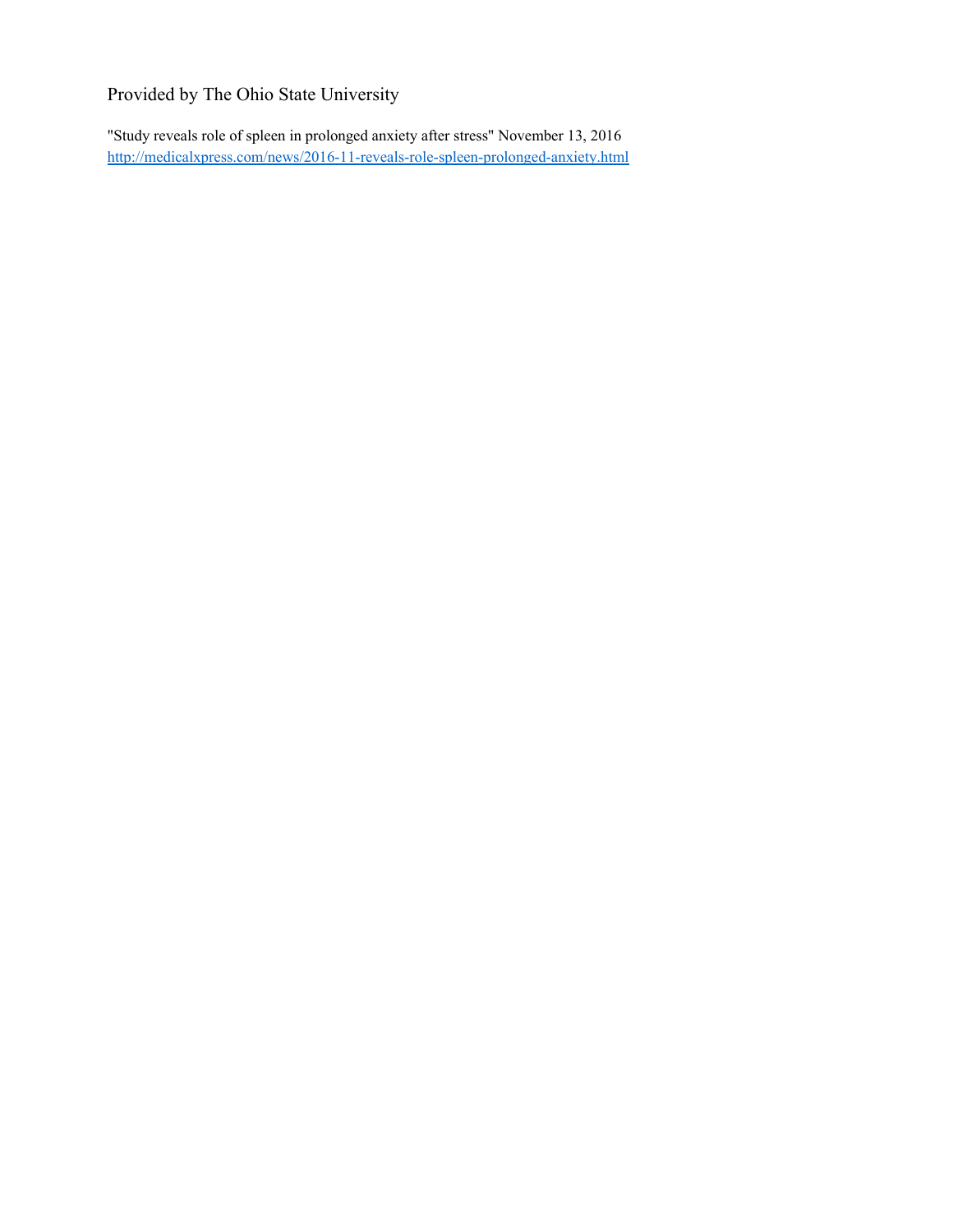Provided by The Ohio State University

"Study reveals role of spleen in prolonged anxiety after stress" November 13, 2016
http://medicalxpress.com/news/2016-11-reveals-role-spleen-prolonged-anxiety.html